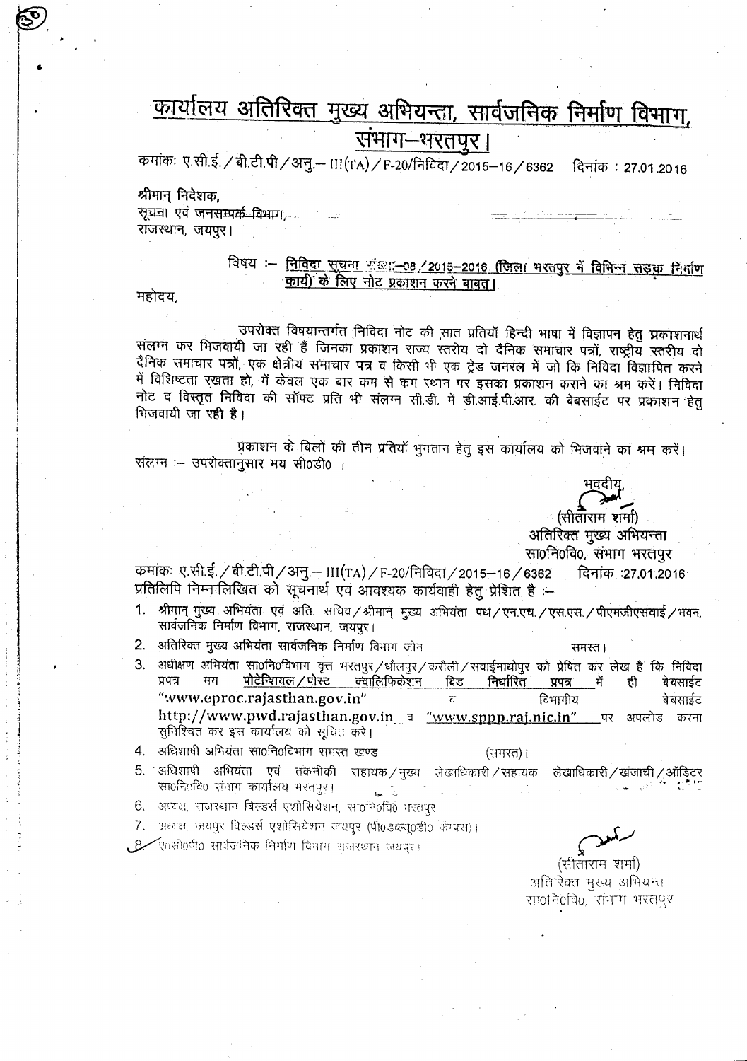# कार्यालय अतिरिक्त मुख्य अभियन्ता, सार्वजनिक निर्माण विभाग, संभाग–भरतपुर।

क्रमांकः ए.सी.ई./बी.टी.पी/अनु.– III(TA)/F-20/निविदा/2015–16/6362 दिनांक : 27.01.2016

श्रीमान् निदेशक,
सूचना एवं जनसम्पर्क विभाग,
राजस्थान, जयपुर।

विषय :– **निविदा सूचना संख्या–08/2015–2016 (जिला भरतपुर में विभिन्न सड़क निर्माण कार्य) के लिए नोट प्रकाशन करने बाबत्।**

महोदय,

उपरोक्त विषयान्तर्गत निविदा नोट की सात प्रतियाँ हिन्दी भाषा में विज्ञापन हेतु प्रकाशनार्थ संलग्न कर भिजवायी जा रही हैं जिनका प्रकाशन राज्य स्तरीय दो दैनिक समाचार पत्रों, राष्ट्रीय स्तरीय दो दैनिक समाचार पत्रों, एक क्षेत्रीय समाचार पत्र व किसी भी एक ट्रेड जनरल में जो कि निविदा विज्ञापित करने में विशिष्टता रखता हो, में केवल एक बार कम से कम स्थान पर इसका प्रकाशन कराने का श्रम करें। निविदा नोट व विस्तृत निविदा की सॉफ्ट प्रति भी संलग्न सी.डी. में डी.आई.पी.आर. की बेबसाईट पर प्रकाशन हेतु भिजवायी जा रही है।

प्रकाशन के बिलों की तीन प्रतियाँ भुगतान हेतु इस कार्यालय को भिजवाने का श्रम करें।
संलग्न :– उपरोक्तानुसार मय सी०डी० ।

भवदीय,

(सीताराम शर्मा)
अतिरिक्त मुख्य अभियन्ता
सा०नि०वि०, संभाग भरतपुर

क्रमांकः ए.सी.ई./बी.टी.पी/अनु.– III(TA)/F-20/निविदा/2015–16/6362 दिनांक :27.01.2016
प्रतिलिपि निम्नालिखित को सूचनार्थ एवं आवश्यक कार्यवाही हेतु प्रेषित है :–

1. श्रीमान् मुख्य अभियंता एवं अति. सचिव/श्रीमान् मुख्य अभियंता पथ/एन.एच./एस.एस./पीएमजीएसवाई/भवन, सार्वजनिक निर्माण विभाग, राजस्थान, जयपुर।
2. अतिरिक्त मुख्य अभियंता सार्वजनिक निर्माण विभाग जोन समस्त।
3. अधीक्षण अभियंता सा०नि०विभाग वृत्त भरतपुर/धौलपुर/करौली/सवाईमाधोपुर को प्रेषित कर लेख है कि निविदा प्रपत्र मय पोटेन्शियल/पोस्ट क्वालिफिकेशन बिड निर्धारित प्रपत्र में ही बेबसाईट "www.eproc.rajasthan.gov.in" व विभागीय बेबसाईट http://www.pwd.rajasthan.gov.in व "www.sppp.raj.nic.in" पर अपलोड करना सुनिश्चित कर इस कार्यालय को सूचित करें।
4. अधिशाषी अभियंता सा०नि०विभाग समस्त खण्ड (समस्त)।
5. अधिशाषी अभियंता एवं तकनीकी सहायक/मुख्य लेखाधिकारी/सहायक लेखाधिकारी/खजांची/ऑडिटर सा०नि०वि० संभाग कार्यालय भरतपुर।
6. अध्यक्ष, राजस्थान बिल्डर्स एशोसियेशन, सा०नि०वि० भरतपुर
7. अध्यक्ष, जयपुर बिल्डर्स एशोसियेशन जयपुर (पी०डब्ल्यू०डी० कंपस)।
8. एसीपी० सार्वजनिक निर्माण विभाग राजस्थान जयपुर।

(सीताराम शर्मा)
अतिरिक्त मुख्य अभियन्ता
सा०नि०वि०, संभाग भरतपुर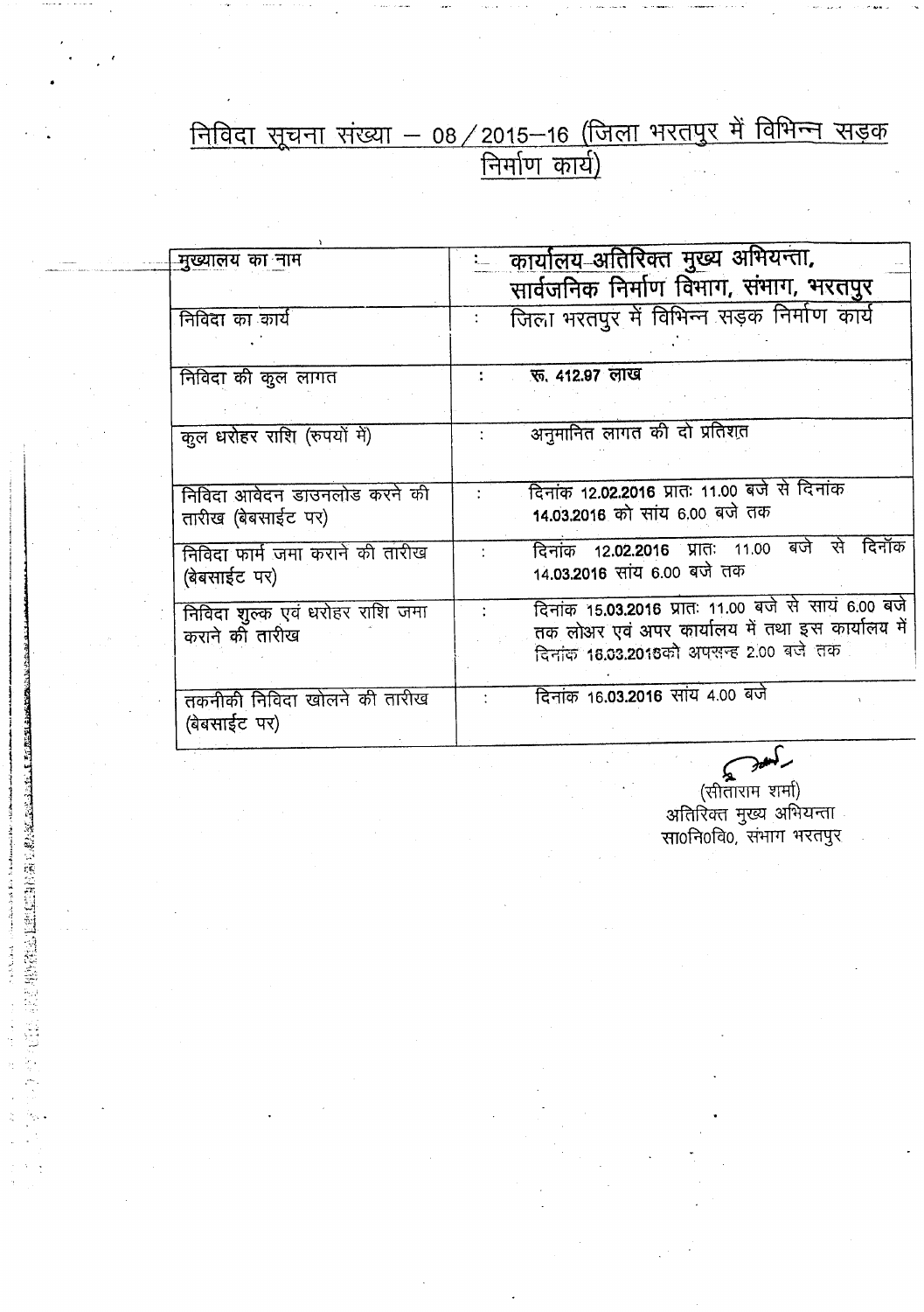# निविदा सूचना संख्या – 08 / 2015–16 (जिला भरतपुर में विभिन्न सड़क निर्माण कार्य)

| | |
|---|---|
| मुख्यालय का नाम | : कार्यालय अतिरिक्त मुख्य अभियन्ता, सार्वजनिक निर्माण विभाग, संभाग, भरतपुर |
| निविदा का कार्य | : जिला भरतपुर में विभिन्न सड़क निर्माण कार्य |
| निविदा की कुल लागत | : रू. 412.97 लाख |
| कुल धरोहर राशि (रुपयों में) | : अनुमानित लागत की दो प्रतिशत |
| निविदा आवेदन डाउनलोड करने की तारीख (बेबसाईट पर) | : दिनांक 12.02.2016 प्रातः 11.00 बजे से दिनांक 14.03.2016 को सांय 6.00 बजे तक |
| निविदा फार्म जमा कराने की तारीख (बेबसाईट पर) | : दिनांक 12.02.2016 प्रातः 11.00 बजे से दिनॉक 14.03.2016 सांय 6.00 बजे तक |
| निविदा शुल्क एवं धरोहर राशि जमा कराने की तारीख | : दिनांक 15.03.2016 प्रातः 11.00 बजे से सायं 6.00 बजे तक लोअर एवं अपर कार्यालय में तथा इस कार्यालय में दिनांक 16.03.2016को अपरान्ह 2.00 बजे तक |
| तकनीकी निविदा खोलने की तारीख (बेबसाईट पर) | : दिनांक 16.03.2016 सांय 4.00 बजे |

(सीताराम शर्मा)
अतिरिक्त मुख्य अभियन्ता
सा0नि0वि0, संभाग भरतपुर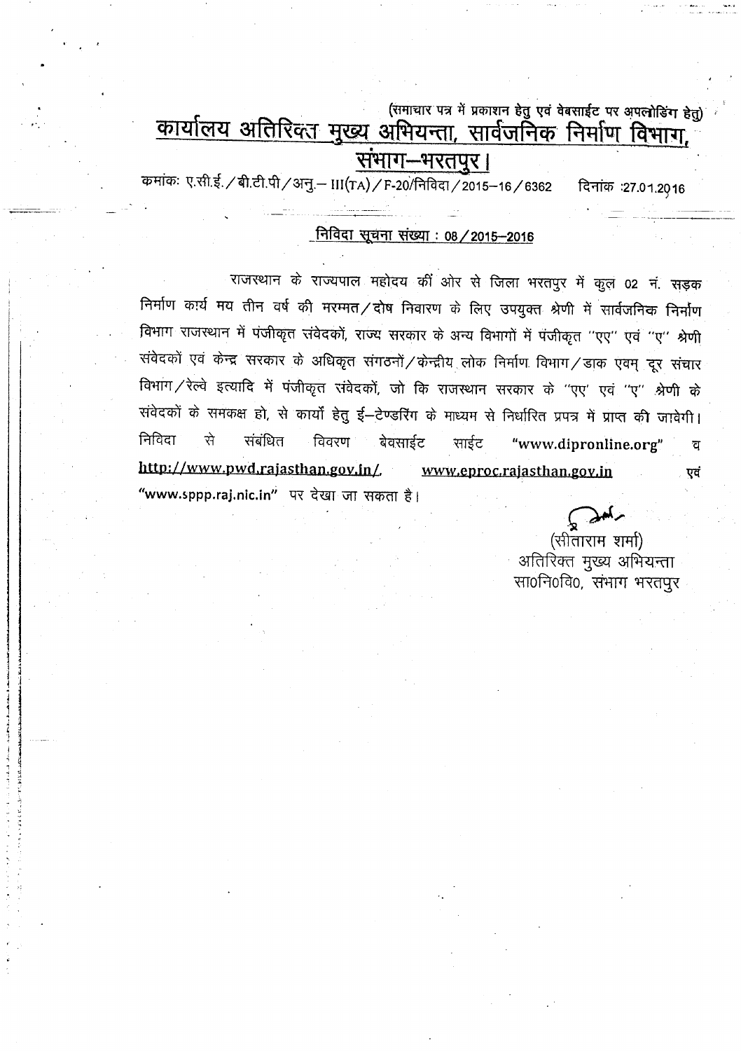(समाचार पत्र में प्रकाशन हेतु एवं वेबसाईट पर अपलोडिंग हेतु)

# कार्यालय अतिरिक्त मुख्य अभियन्ता, सार्वजनिक निर्माण विभाग, संभाग–भरतपुर।

कमांकः ए.सी.ई./बी.टी.पी/अनु.– III(TA)/F-20/निविदा/2015–16/6362 दिनांक :27.01.2016

## निविदा सूचना संख्या : 08/2015–2016

राजस्थान के राज्यपाल महोदय की ओर से जिला भरतपुर में कुल 02 नं. सड़क निर्माण कार्य मय तीन वर्ष की मरम्मत/दोष निवारण के लिए उपयुक्त श्रेणी में सार्वजनिक निर्माण विभाग राजस्थान में पंजीकृत संवेदकों, राज्य सरकार के अन्य विभागों में पंजीकृत "एए" एवं "ए" श्रेणी संवेदकों एवं केन्द्र सरकार के अधिकृत संगठनों/केन्द्रीय लोक निर्माण विभाग/डाक एवम् दूर संचार विभाग/रेल्वे इत्यादि में पंजीकृत संवेदकों, जो कि राजस्थान सरकार के "एए" एवं "ए" श्रेणी के संवेदकों के समकक्ष हो, से कार्यों हेतु ई–टेण्डरिंग के माध्यम से निर्धारित प्रपत्र में प्राप्त की जावेगी। निविदा से संबंधित विवरण बेवसाईट साईट "www.dipronline.org" व http://www.pwd.rajasthan.gov.in/, www.eproc.rajasthan.gov.in एवं "www.sppp.raj.nic.in" पर देखा जा सकता है।

(सीताराम शर्मा)
अतिरिक्त मुख्य अभियन्ता
सा0नि0वि0, संभाग भरतपुर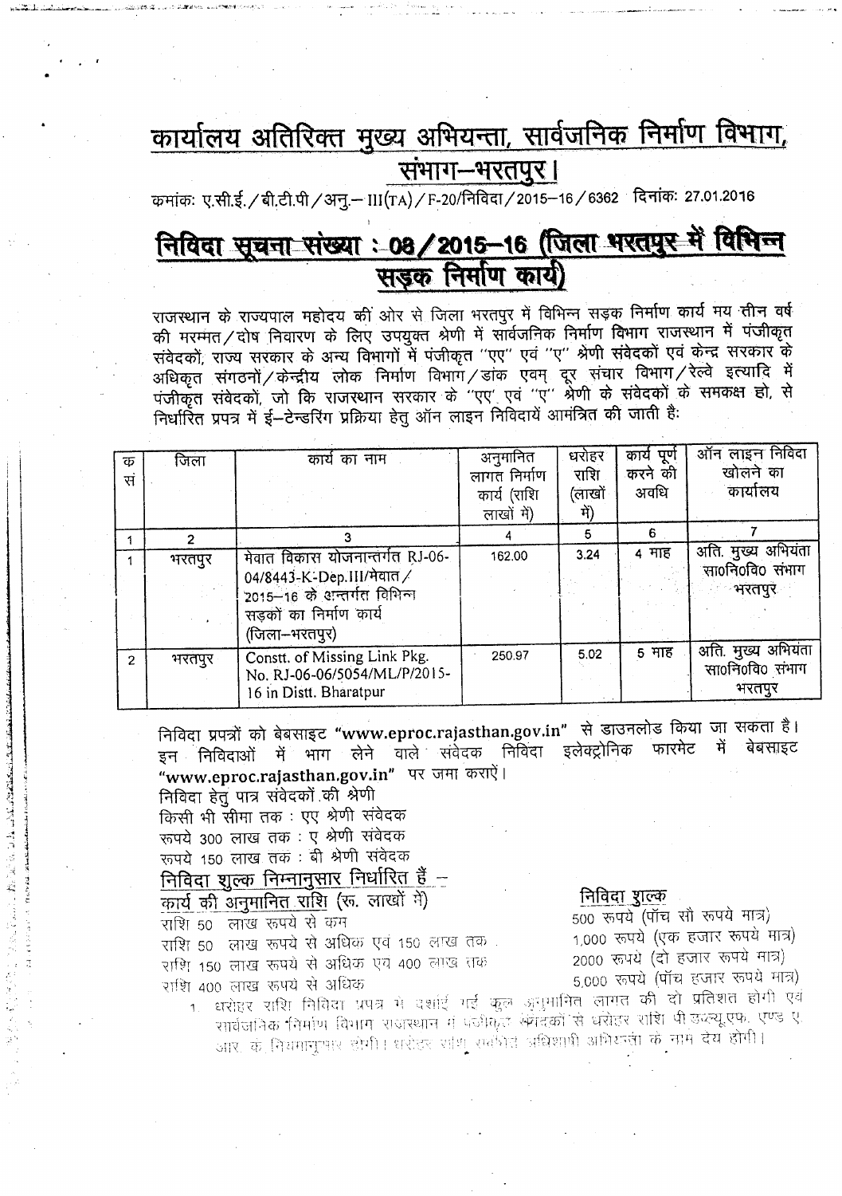# कार्यालय अतिरिक्त मुख्य अभियन्ता, सार्वजनिक निर्माण विभाग, संभाग–भरतपुर।

क्रमांकः ए.सी.ई./बी.टी.पी/अनु.– III(TA)/F-20/निविदा/2015–16/6362 दिनांकः 27.01.2016

## निविदा सूचना संख्या : 08/2015–16 (जिला भरतपुर में विभिन्न सड़क निर्माण कार्य)

राजस्थान के राज्यपाल महोदय की ओर से जिला भरतपुर में विभिन्न सड़क निर्माण कार्य मय तीन वर्ष की मरम्मत/दोष निवारण के लिए उपयुक्त श्रेणी में सार्वजनिक निर्माण विभाग राजस्थान में पंजीकृत संवेदकों, राज्य सरकार के अन्य विभागों में पंजीकृत "एए" एवं "ए" श्रेणी संवेदकों एवं केन्द्र सरकार के अधिकृत संगठनों/केन्द्रीय लोक निर्माण विभाग/डांक एवम् दूर संचार विभाग/रेल्वे इत्यादि में पंजीकृत संवेदकों, जो कि राजस्थान सरकार के "एए" एवं "ए" श्रेणी के संवेदकों के समकक्ष हो, से निर्धारित प्रपत्र में ई–टेन्डरिंग प्रक्रिया हेतु ऑन लाइन निविदायें आमंत्रित की जाती है:

| क्र सं | जिला | कार्य का नाम | अनुमानित लागत निर्माण कार्य (राशि लाखों में) | धरोहर राशि (लाखों में) | कार्य पूर्ण करने की अवधि | ऑन लाइन निविदा खोलने का कार्यालय |
|---|---|---|---|---|---|---|
| 1 | 2 | 3 | 4 | 5 | 6 | 7 |
| 1 | भरतपुर | मेवात विकास योजनान्तर्गत RJ-06-04/8443-K-Dep.III/मेवात/2015–16 के अन्तर्गत विभिन्न सड़कों का निर्माण कार्य (जिला–भरतपुर) | 162.00 | 3.24 | 4 माह | अति. मुख्य अभियंता सा0नि0वि0 संभाग भरतपुर |
| 2 | भरतपुर | Constt. of Missing Link Pkg. No. RJ-06-06/5054/ML/P/2015-16 in Distt. Bharatpur | 250.97 | 5.02 | 5 माह | अति. मुख्य अभियंता सा0नि0वि0 संभाग भरतपुर |

निविदा प्रपत्रों को बेबसाइट **"www.eproc.rajasthan.gov.in"** से डाउनलोड किया जा सकता है। इन निविदाओं में भाग लेने वाले संवेदक निविदा इलेक्ट्रोनिक फारमेट में बेबसाइट **"www.eproc.rajasthan.gov.in"** पर जमा कराऐं।

निविदा हेतु पात्र संवेदकों की श्रेणी

किसी भी सीमा तक : एए श्रेणी संवेदक

रूपये 300 लाख तक : ए श्रेणी संवेदक

रूपये 150 लाख तक : बी श्रेणी संवेदक

**निविदा शुल्क निम्नानुसार निर्धारित हैं –**

| कार्य की अनुमानित राशि (रू. लाखों में) | निविदा शुल्क |
|---|---|
| राशि 50 लाख रूपये से कम | 500 रूपये (पॉच सौ रूपये मात्र) |
| राशि 50 लाख रूपये से अधिक एवं 150 लाख तक | 1,000 रूपये (एक हजार रूपये मात्र) |
| राशि 150 लाख रूपये से अधिक एवं 400 लाख तक | 2000 रूपये (दो हजार रूपये मात्र) |
| राशि 400 लाख रूपये से अधिक | 5,000 रूपये (पॉच हजार रूपये मात्र) |

1. धरोहर राशि निविदा प्रपत्र में दर्शाई गई कुल अनुमानित लागत की दो प्रतिशत होगी एवं सार्वजनिक निर्माण विभाग राजस्थान में पंजीकृत संवेदकों से धरोहर राशि पी.डब्ल्यू.एफ. एण्ड ए. आर. के नियमानुसार होगी। धरोहर राशि सम्बंधित अधिशाषी अभियन्ता के नाम देय होगी।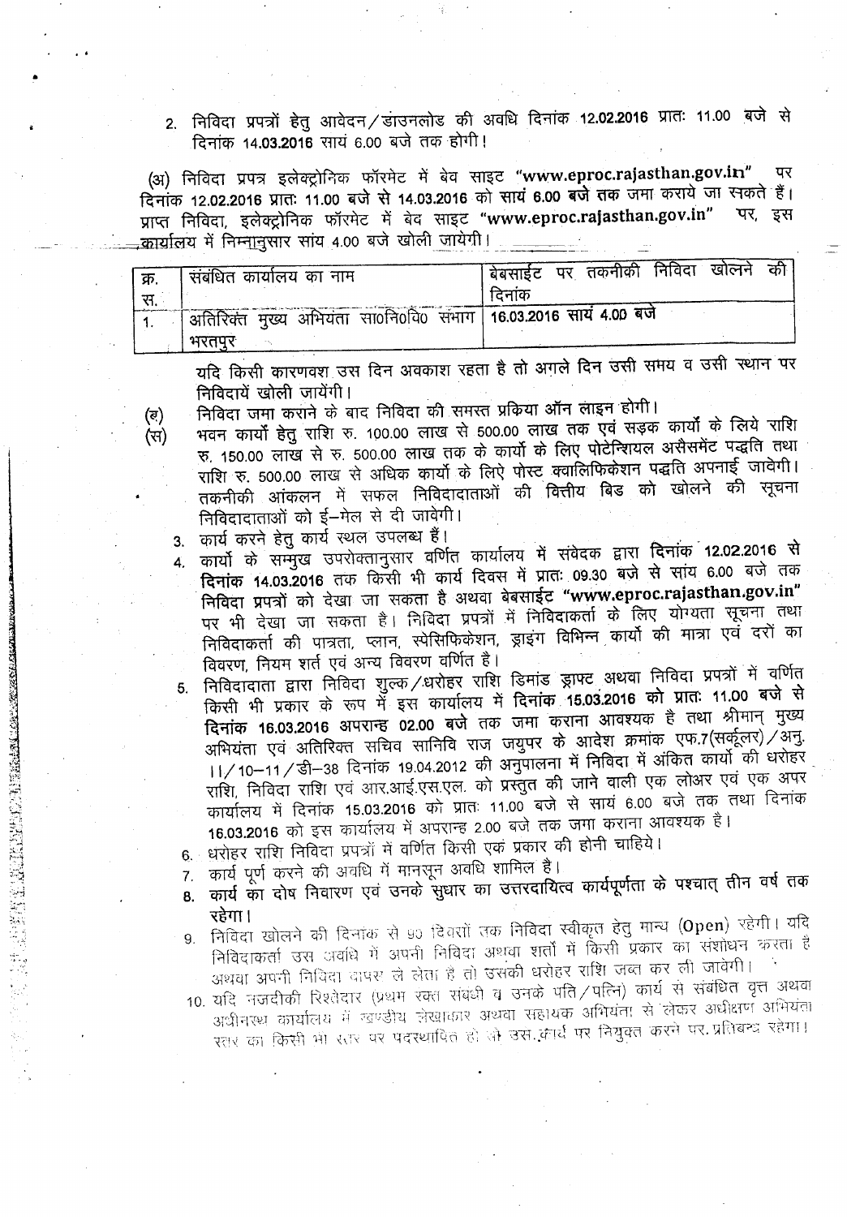2. निविदा प्रपत्रों हेतु आवेदन/डाउनलोड की अवधि दिनांक **12.02.2016** प्रातः 11.00 बजे से दिनांक **14.03.2016** सायं 6.00 बजे तक होगी।

(अ) निविदा प्रपत्र इलेक्ट्रोनिक फॉरमेट में बेव साइट **"www.eproc.rajasthan.gov.in"** पर दिनांक **12.02.2016 प्रातः 11.00 बजे से 14.03.2016 को सायं 6.00 बजे तक** जमा कराये जा सकते हैं। प्राप्त निविदा, इलेक्ट्रोनिक फॉरमेट में बेव साइट **"www.eproc.rajasthan.gov.in"** पर, इस कार्यालय में निम्नानुसार सांय 4.00 बजे खोली जायेगी।

| क्र. स. | संबंधित कार्यालय का नाम | बेबसाईट पर तकनीकी निविदा खोलने की दिनांक |
|---|---|---|
| 1. | अतिरिक्त मुख्य अभियंता सा0नि0वि0 संभाग भरतपुर | **16.03.2016 सायं 4.00 बजे** |

यदि किसी कारणवश उस दिन अवकाश रहता है तो अगले दिन उसी समय व उसी स्थान पर निविदायें खोली जायेंगी।

(ब) निविदा जमा कराने के बाद निविदा की समस्त प्रकिया ऑन लाइन होगी।

(स) भवन कार्यों हेतु राशि रु. 100.00 लाख से 500.00 लाख तक एवं सड़क कार्यों के लिये राशि रु. 150.00 लाख से रु. 500.00 लाख तक के कार्यो के लिए पोटेन्शियल असैसमेंट पद्धति तथा राशि रु. 500.00 लाख से अधिक कार्यो के लिऐ पोस्ट क्वालिफिकेशन पद्धति अपनाई जावेगी। तकनीकी आंकलन में सफल निविदादाताओं की वित्तीय बिड को खोलने की सूचना निविदादाताओं को ई-मेल से दी जावेगी।

3. कार्य करने हेतु कार्य स्थल उपलब्ध हैं।
4. कार्यो के सम्मुख उपरोक्तानुसार वर्णित कार्यालय में संवेदक द्वारा **दिनांक 12.02.2016 से दिनांक 14.03.2016** तक किसी भी कार्य दिवस में प्रातः 09.30 बजे से सांय 6.00 बजे तक निविदा प्रपत्रों को देखा जा सकता है अथवा बेबसाईट **"www.eproc.rajasthan.gov.in"** पर भी देखा जा सकता है। निविदा प्रपत्रों में निविदाकर्ता के लिए योग्यता सूचना तथा निविदाकर्ता की पात्रता, प्लान, स्पेसिफिकेशन, ड्राइंग विभिन्न कार्यो की मात्रा एवं दरों का विवरण, नियम शर्त एवं अन्य विवरण वर्णित है।
5. निविदादाता द्वारा निविदा शुल्क/धरोहर राशि डिमांड ड्राफ्ट अथवा निविदा प्रपत्रों में वर्णित किसी भी प्रकार के रूप में इस कार्यालय में **दिनांक 15.03.2016 को प्रातः 11.00 बजे से दिनांक 16.03.2016 अपरान्ह 02.00 बजे** तक जमा कराना आवश्यक है तथा श्रीमान् मुख्य अभियंता एवं अतिरिक्त सचिव सानिवि राज जयुपर के आदेश क्रमांक एफ.7(सर्कूलर)/अनु. ।।/10-11/डी-38 दिनांक 19.04.2012 की अनुपालना में निविदा में अंकित कार्यो की धरोहर राशि, निविदा राशि एवं आर.आई.एस.एल. को प्रस्तुत की जाने वाली एक लोअर एवं एक अपर कार्यालय में दिनांक 15.03.2016 को प्रातः 11.00 बजे से सायं 6.00 बजे तक तथा दिनांक 16.03.2016 को इस कार्यालय में अपरान्ह 2.00 बजे तक जमा कराना आवश्यक है।
6. धरोहर राशि निविदा प्रपत्रों में वर्णित किसी एक प्रकार की होनी चाहिये।
7. कार्य पूर्ण करने की अवधि में मानसून अवधि शामिल है।
8. कार्य का दोष निवारण एवं उनके सुधार का उत्तरदायित्व कार्यपूर्णता के पश्चात् तीन वर्ष तक रहेगा।
9. निविदा खोलने की दिनांक से 90 दिवसों तक निविदा स्वीकृत हेतु मान्य (Open) रहेगी। यदि निविदाकर्ता उस अवधि में अपनी निविदा अथवा शर्तो में किसी प्रकार का संशोधन करता है अथवा अपनी निविदा वापस ले लेता है तो उसकी धरोहर राशि जब्त कर ली जावेगी।
10. यदि नजदीकी रिश्तेदार (प्रथम रक्त संबंधी व उनके पति/पत्नि) कार्य से संबंधित वृत्त अथवा अधीनस्थ कार्यालय में खण्डीय लेखाकार अथवा सहायक अभियंता से लेकर अधीक्षण अभियंता स्तर का किसी भी स्तर पर पदस्थापित हो तो उस कार्य पर नियुक्त करने पर प्रतिबन्ध रहेगा।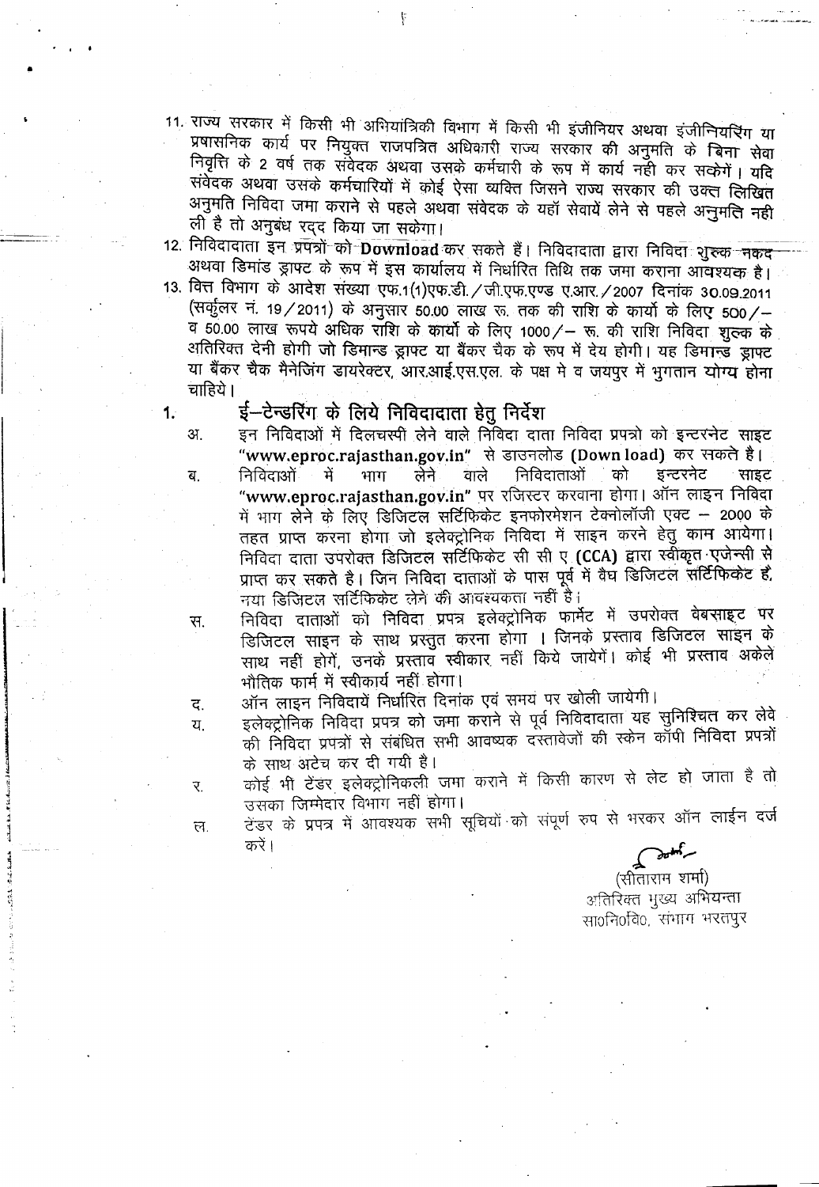11. राज्य सरकार में किसी भी अभियांत्रिकी विभाग में किसी भी इंजीनियर अथवा इंजीनियरिंग या प्रशासनिक कार्य पर नियुक्त राजपत्रित अधिकारी राज्य सरकार की अनुमति के बिना सेवा निवृत्ति के 2 वर्ष तक संवेदक अथवा उसके कर्मचारी के रूप में कार्य नही कर सकेगें। यदि संवेदक अथवा उसके कर्मचारियों में कोई ऐसा व्यक्ति जिसने राज्य सरकार की उक्त लिखित अनुमति निविदा जमा कराने से पहले अथवा संवेदक के यहाँ सेवायें लेने से पहले अनुमति नही ली है तो अनुबंध रद्द किया जा सकेगा।
12. निविदादाता इन प्रपत्रों को **Download** कर सकते हैं। निविदादाता द्वारा निविदा शुल्क नकद अथवा डिमांड ड्राफ्ट के रूप में इस कार्यालय में निर्धारित तिथि तक जमा कराना आवश्यक है।
13. वित्त विभाग के आदेश संख्या एफ.1(1)एफ.डी./जी.एफ.एण्ड ए.आर./2007 दिनांक 30.09.2011 (सर्कुलर नं. 19/2011) के अनुसार 50.00 लाख रु. तक की राशि के कार्यो के लिए 500/- व 50.00 लाख रूपये अधिक राशि के कार्यो के लिए 1000/- रू. की राशि निविदा शुल्क के अतिरिक्त देनी होगी जो डिमान्ड ड्राफ्ट या बैंकर चैक के रूप में देय होगी। यह डिमान्ड ड्राफ्ट या बैंकर चैक मैनेजिंग डायरेक्टर, आर.आई.एस.एल. के पक्ष मे व जयपुर में भुगतान योग्य होना चाहिये।

## 1. ई–टेन्डरिंग के लिये निविदादाता हेतु निर्देश

अ. इन निविदाओं में दिलचस्पी लेने वाले निविदा दाता निविदा प्रपत्रो को इन्टरनेट साइट **"www.eproc.rajasthan.gov.in"** से डाउनलोड **(Down load)** कर सकते है।

ब. निविदाओं में भाग लेने वाले निविदाताओं को इन्टरनेट साइट **"www.eproc.rajasthan.gov.in"** पर रजिस्टर करवाना होगा। ऑन लाइन निविदा में भाग लेने के लिए डिजिटल सर्टिफिकेट इनफोरमेशन टेक्नोलॉजी एक्ट – 2000 के तहत प्राप्त करना होगा जो इलेक्ट्रोनिक निविदा में साइन करने हेतु काम आयेगा। निविदा दाता उपरोक्त डिजिटल सर्टिफिकेट सी सी ए (CCA) द्वारा स्वीकृत एजेन्सी से प्राप्त कर सकते है। जिन निविदा दाताओं के पास पूर्व में वैध डिजिटल सर्टिफिकेट हैं, नया डिजिटल सर्टिफिकेट लेने की आवश्यकता नहीं है।

स. निविदा दाताओं को निविदा प्रपत्र इलेक्ट्रोनिक फार्मेट में उपरोक्त वेबसाइट पर डिजिटल साइन के साथ प्रस्तुत करना होगा। जिनके प्रस्ताव डिजिटल साइन के साथ नहीं होगें, उनके प्रस्ताव स्वीकार नहीं किये जायेगें। कोई भी प्रस्ताव अकेले भौतिक फार्म में स्वीकार्य नहीं होगा।

द. ऑन लाइन निविदायें निर्धारित दिनांक एवं समय पर खोली जायेगी।

य. इलेक्ट्रोनिक निविदा प्रपत्र को जमा कराने से पूर्व निविदादाता यह सुनिश्चित कर लेवे की निविदा प्रपत्रों से संबंधित सभी आवष्यक दस्तावेजों की स्केन कॉपी निविदा प्रपत्रों के साथ अटेच कर दी गयी है।

र. कोई भी टेंडर इलेक्ट्रोनिकली जमा कराने में किसी कारण से लेट हो जाता है तो उसका जिम्मेदार विभाग नहीं होगा।

ल. टेंडर के प्रपत्र में आवश्यक सभी सूचियों को संपूर्ण रुप से भरकर ऑन लाईन दर्ज करें।

(सीताराम शर्मा)
अतिरिक्त मुख्य अभियन्ता
सा0नि0वि0, संभाग भरतपुर